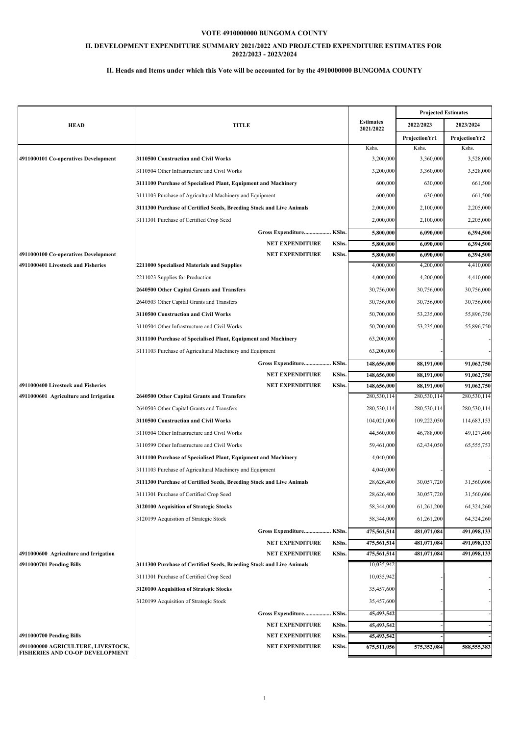**VOTE 4910000000 BUNGOMA COUNTY**

**II. DEVELOPMENT EXPENDITURE SUMMARY 2021/2022 AND PROJECTED EXPENDITURE ESTIMATES FOR 2022/2023 - 2023/2024**

**II. Heads and Items under which this Vote will be accounted for by the 4910000000 BUNGOMA COUNTY**

| HEAD | TITLE | | Estimates 2021/2022 | Projected Estimates 2022/2023 | 2023/2024 |
|---|---|---|---|---|---|
| | | | | ProjectionYr1 | ProjectionYr2 |
| | | | Kshs. | Kshs. | Kshs. |
| **4911000101 Co-operatives Development** | **3110500 Construction and Civil Works** | | 3,200,000 | 3,360,000 | 3,528,000 |
| | 3110504 Other Infrastructure and Civil Works | | 3,200,000 | 3,360,000 | 3,528,000 |
| | **3111100 Purchase of Specialised Plant, Equipment and Machinery** | | 600,000 | 630,000 | 661,500 |
| | 3111103 Purchase of Agricultural Machinery and Equipment | | 600,000 | 630,000 | 661,500 |
| | **3111300 Purchase of Certified Seeds, Breeding Stock and Live Animals** | | 2,000,000 | 2,100,000 | 2,205,000 |
| | 3111301 Purchase of Certified Crop Seed | | 2,000,000 | 2,100,000 | 2,205,000 |
| | **Gross Expenditure..................** | **KShs.** | **5,800,000** | **6,090,000** | **6,394,500** |
| | **NET EXPENDITURE** | **KShs.** | **5,800,000** | **6,090,000** | **6,394,500** |
| **4911000100 Co-operatives Development** | **NET EXPENDITURE** | **KShs.** | **5,800,000** | **6,090,000** | **6,394,500** |
| **4911000401 Livestock and Fisheries** | **2211000 Specialised Materials and Supplies** | | 4,000,000 | 4,200,000 | 4,410,000 |
| | 2211023 Supplies for Production | | 4,000,000 | 4,200,000 | 4,410,000 |
| | **2640500 Other Capital Grants and Transfers** | | 30,756,000 | 30,756,000 | 30,756,000 |
| | 2640503 Other Capital Grants and Transfers | | 30,756,000 | 30,756,000 | 30,756,000 |
| | **3110500 Construction and Civil Works** | | 50,700,000 | 53,235,000 | 55,896,750 |
| | 3110504 Other Infrastructure and Civil Works | | 50,700,000 | 53,235,000 | 55,896,750 |
| | **3111100 Purchase of Specialised Plant, Equipment and Machinery** | | 63,200,000 | - | - |
| | 3111103 Purchase of Agricultural Machinery and Equipment | | 63,200,000 | - | - |
| | **Gross Expenditure..................** | **KShs.** | **148,656,000** | **88,191,000** | **91,062,750** |
| | **NET EXPENDITURE** | **KShs.** | **148,656,000** | **88,191,000** | **91,062,750** |
| **4911000400 Livestock and Fisheries** | **NET EXPENDITURE** | **KShs.** | **148,656,000** | **88,191,000** | **91,062,750** |
| **4911000601 Agriculture and Irrigation** | **2640500 Other Capital Grants and Transfers** | | 280,530,114 | 280,530,114 | 280,530,114 |
| | 2640503 Other Capital Grants and Transfers | | 280,530,114 | 280,530,114 | 280,530,114 |
| | **3110500 Construction and Civil Works** | | 104,021,000 | 109,222,050 | 114,683,153 |
| | 3110504 Other Infrastructure and Civil Works | | 44,560,000 | 46,788,000 | 49,127,400 |
| | 3110599 Other Infrastructure and Civil Works | | 59,461,000 | 62,434,050 | 65,555,753 |
| | **3111100 Purchase of Specialised Plant, Equipment and Machinery** | | 4,040,000 | - | - |
| | 3111103 Purchase of Agricultural Machinery and Equipment | | 4,040,000 | - | - |
| | **3111300 Purchase of Certified Seeds, Breeding Stock and Live Animals** | | 28,626,400 | 30,057,720 | 31,560,606 |
| | 3111301 Purchase of Certified Crop Seed | | 28,626,400 | 30,057,720 | 31,560,606 |
| | **3120100 Acquisition of Strategic Stocks** | | 58,344,000 | 61,261,200 | 64,324,260 |
| | 3120199 Acquisition of Strategic Stock | | 58,344,000 | 61,261,200 | 64,324,260 |
| | **Gross Expenditure..................** | **KShs.** | **475,561,514** | **481,071,084** | **491,098,133** |
| | **NET EXPENDITURE** | **KShs.** | **475,561,514** | **481,071,084** | **491,098,133** |
| **4911000600 Agriculture and Irrigation** | **NET EXPENDITURE** | **KShs.** | **475,561,514** | **481,071,084** | **491,098,133** |
| **4911000701 Pending Bills** | **3111300 Purchase of Certified Seeds, Breeding Stock and Live Animals** | | 10,035,942 | - | - |
| | 3111301 Purchase of Certified Crop Seed | | 10,035,942 | - | - |
| | **3120100 Acquisition of Strategic Stocks** | | 35,457,600 | - | - |
| | 3120199 Acquisition of Strategic Stock | | 35,457,600 | - | - |
| | **Gross Expenditure..................** | **KShs.** | **45,493,542** | **-** | **-** |
| | **NET EXPENDITURE** | **KShs.** | **45,493,542** | **-** | **-** |
| **4911000700 Pending Bills** | **NET EXPENDITURE** | **KShs.** | **45,493,542** | **-** | **-** |
| **4911000000 AGRICULTURE, LIVESTOCK, FISHERIES AND CO-OP DEVELOPMENT** | **NET EXPENDITURE** | **KShs.** | **675,511,056** | **575,352,084** | **588,555,383** |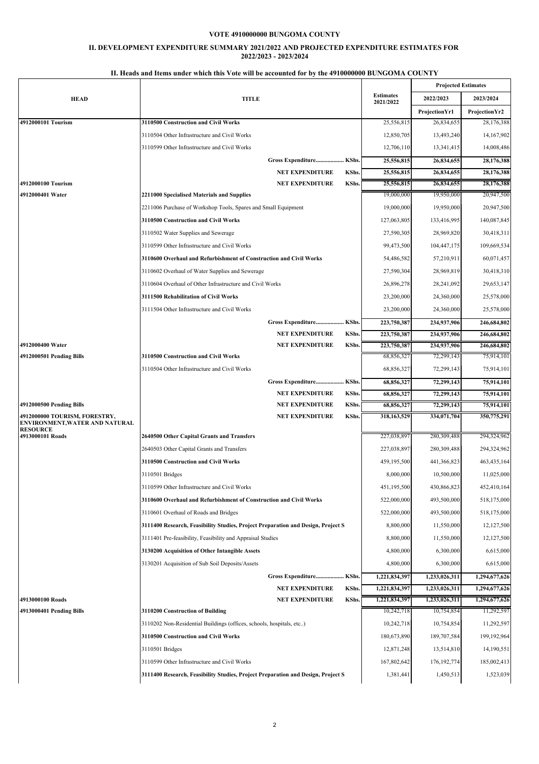**VOTE 4910000000 BUNGOMA COUNTY**

**II. DEVELOPMENT EXPENDITURE SUMMARY 2021/2022 AND PROJECTED EXPENDITURE ESTIMATES FOR 2022/2023 - 2023/2024**

**II. Heads and Items under which this Vote will be accounted for by the 4910000000 BUNGOMA COUNTY**

| HEAD | TITLE | Estimates 2021/2022 | Projected Estimates 2022/2023 | 2023/2024 |
|---|---|---|---|---|
| | | | ProjectionYr1 | ProjectionYr2 |
| **4912000101 Tourism** | **3110500 Construction and Civil Works** | 25,556,815 | 26,834,655 | 28,176,388 |
| | 3110504 Other Infrastructure and Civil Works | 12,850,705 | 13,493,240 | 14,167,902 |
| | 3110599 Other Infrastructure and Civil Works | 12,706,110 | 13,341,415 | 14,008,486 |
| | **Gross Expenditure.................. KShs.** | **25,556,815** | **26,834,655** | **28,176,388** |
| | **NET EXPENDITURE KShs.** | **25,556,815** | **26,834,655** | **28,176,388** |
| **4912000100 Tourism** | **NET EXPENDITURE KShs.** | **25,556,815** | **26,834,655** | **28,176,388** |
| **4912000401 Water** | **2211000 Specialised Materials and Supplies** | 19,000,000 | 19,950,000 | 20,947,500 |
| | 2211006 Purchase of Workshop Tools, Spares and Small Equipment | 19,000,000 | 19,950,000 | 20,947,500 |
| | **3110500 Construction and Civil Works** | 127,063,805 | 133,416,995 | 140,087,845 |
| | 3110502 Water Supplies and Sewerage | 27,590,305 | 28,969,820 | 30,418,311 |
| | 3110599 Other Infrastructure and Civil Works | 99,473,500 | 104,447,175 | 109,669,534 |
| | **3110600 Overhaul and Refurbishment of Construction and Civil Works** | 54,486,582 | 57,210,911 | 60,071,457 |
| | 3110602 Overhaul of Water Supplies and Sewerage | 27,590,304 | 28,969,819 | 30,418,310 |
| | 3110604 Overhaul of Other Infrastructure and Civil Works | 26,896,278 | 28,241,092 | 29,653,147 |
| | **3111500 Rehabilitation of Civil Works** | 23,200,000 | 24,360,000 | 25,578,000 |
| | 3111504 Other Infrastructure and Civil Works | 23,200,000 | 24,360,000 | 25,578,000 |
| | **Gross Expenditure.................. KShs.** | **223,750,387** | **234,937,906** | **246,684,802** |
| | **NET EXPENDITURE KShs.** | **223,750,387** | **234,937,906** | **246,684,802** |
| **4912000400 Water** | **NET EXPENDITURE KShs.** | **223,750,387** | **234,937,906** | **246,684,802** |
| **4912000501 Pending Bills** | **3110500 Construction and Civil Works** | 68,856,327 | 72,299,143 | 75,914,101 |
| | 3110504 Other Infrastructure and Civil Works | 68,856,327 | 72,299,143 | 75,914,101 |
| | **Gross Expenditure.................. KShs.** | **68,856,327** | **72,299,143** | **75,914,101** |
| | **NET EXPENDITURE KShs.** | **68,856,327** | **72,299,143** | **75,914,101** |
| **4912000500 Pending Bills** | **NET EXPENDITURE KShs.** | **68,856,327** | **72,299,143** | **75,914,101** |
| **4912000000 TOURISM, FORESTRY, ENVIRONMENT,WATER AND NATURAL RESOURCE** | **NET EXPENDITURE KShs.** | **318,163,529** | **334,071,704** | **350,775,291** |
| **4913000101 Roads** | **2640500 Other Capital Grants and Transfers** | 227,038,897 | 280,309,488 | 294,324,962 |
| | 2640503 Other Capital Grants and Transfers | 227,038,897 | 280,309,488 | 294,324,962 |
| | **3110500 Construction and Civil Works** | 459,195,500 | 441,366,823 | 463,435,164 |
| | 3110501 Bridges | 8,000,000 | 10,500,000 | 11,025,000 |
| | 3110599 Other Infrastructure and Civil Works | 451,195,500 | 430,866,823 | 452,410,164 |
| | **3110600 Overhaul and Refurbishment of Construction and Civil Works** | 522,000,000 | 493,500,000 | 518,175,000 |
| | 3110601 Overhaul of Roads and Bridges | 522,000,000 | 493,500,000 | 518,175,000 |
| | **3111400 Research, Feasibility Studies, Project Preparation and Design, Project S** | 8,800,000 | 11,550,000 | 12,127,500 |
| | 3111401 Pre-feasibility, Feasibility and Appraisal Studies | 8,800,000 | 11,550,000 | 12,127,500 |
| | **3130200 Acquisition of Other Intangible Assets** | 4,800,000 | 6,300,000 | 6,615,000 |
| | 3130201 Acquisition of Sub Soil Deposits/Assets | 4,800,000 | 6,300,000 | 6,615,000 |
| | **Gross Expenditure.................. KShs.** | **1,221,834,397** | **1,233,026,311** | **1,294,677,626** |
| | **NET EXPENDITURE KShs.** | **1,221,834,397** | **1,233,026,311** | **1,294,677,626** |
| **4913000100 Roads** | **NET EXPENDITURE KShs.** | **1,221,834,397** | **1,233,026,311** | **1,294,677,626** |
| **4913000401 Pending Bills** | **3110200 Construction of Building** | 10,242,718 | 10,754,854 | 11,292,597 |
| | 3110202 Non-Residential Buildings (offices, schools, hospitals, etc..) | 10,242,718 | 10,754,854 | 11,292,597 |
| | **3110500 Construction and Civil Works** | 180,673,890 | 189,707,584 | 199,192,964 |
| | 3110501 Bridges | 12,871,248 | 13,514,810 | 14,190,551 |
| | 3110599 Other Infrastructure and Civil Works | 167,802,642 | 176,192,774 | 185,002,413 |
| | **3111400 Research, Feasibility Studies, Project Preparation and Design, Project S** | 1,381,441 | 1,450,513 | 1,523,039 |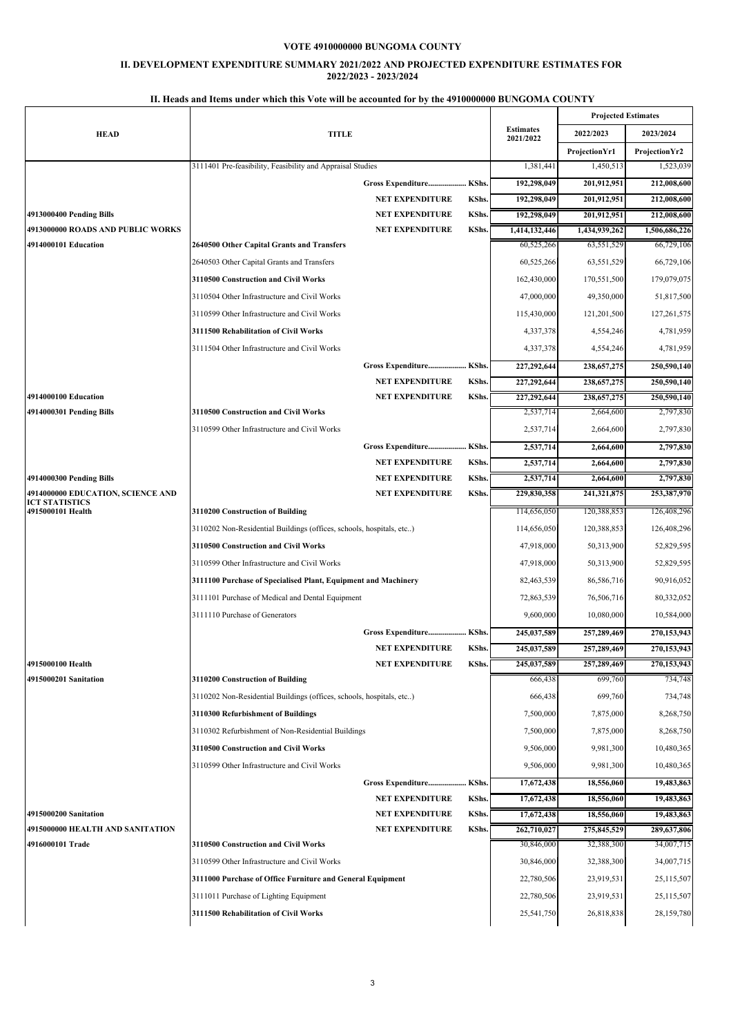**VOTE 4910000000 BUNGOMA COUNTY**

**II. DEVELOPMENT EXPENDITURE SUMMARY 2021/2022 AND PROJECTED EXPENDITURE ESTIMATES FOR 2022/2023 - 2023/2024**

**II. Heads and Items under which this Vote will be accounted for by the 4910000000 BUNGOMA COUNTY**

| HEAD | TITLE | | Estimates 2021/2022 | Projected Estimates 2022/2023 | 2023/2024 |
|---|---|---|---|---|---|
| | | | | ProjectionYr1 | ProjectionYr2 |
| | 3111401 Pre-feasibility, Feasibility and Appraisal Studies | | 1,381,441 | 1,450,513 | 1,523,039 |
| | Gross Expenditure.................. | KShs. | 192,298,049 | 201,912,951 | 212,008,600 |
| | NET EXPENDITURE | KShs. | 192,298,049 | 201,912,951 | 212,008,600 |
| **4913000400 Pending Bills** | NET EXPENDITURE | KShs. | 192,298,049 | 201,912,951 | 212,008,600 |
| **4913000000 ROADS AND PUBLIC WORKS** | NET EXPENDITURE | KShs. | 1,414,132,446 | 1,434,939,262 | 1,506,686,226 |
| **4914000101 Education** | **2640500 Other Capital Grants and Transfers** | | 60,525,266 | 63,551,529 | 66,729,106 |
| | 2640503 Other Capital Grants and Transfers | | 60,525,266 | 63,551,529 | 66,729,106 |
| | **3110500 Construction and Civil Works** | | 162,430,000 | 170,551,500 | 179,079,075 |
| | 3110504 Other Infrastructure and Civil Works | | 47,000,000 | 49,350,000 | 51,817,500 |
| | 3110599 Other Infrastructure and Civil Works | | 115,430,000 | 121,201,500 | 127,261,575 |
| | **3111500 Rehabilitation of Civil Works** | | 4,337,378 | 4,554,246 | 4,781,959 |
| | 3111504 Other Infrastructure and Civil Works | | 4,337,378 | 4,554,246 | 4,781,959 |
| | Gross Expenditure.................. | KShs. | 227,292,644 | 238,657,275 | 250,590,140 |
| | NET EXPENDITURE | KShs. | 227,292,644 | 238,657,275 | 250,590,140 |
| **4914000100 Education** | NET EXPENDITURE | KShs. | 227,292,644 | 238,657,275 | 250,590,140 |
| **4914000301 Pending Bills** | **3110500 Construction and Civil Works** | | 2,537,714 | 2,664,600 | 2,797,830 |
| | 3110599 Other Infrastructure and Civil Works | | 2,537,714 | 2,664,600 | 2,797,830 |
| | Gross Expenditure.................. | KShs. | 2,537,714 | 2,664,600 | 2,797,830 |
| | NET EXPENDITURE | KShs. | 2,537,714 | 2,664,600 | 2,797,830 |
| **4914000300 Pending Bills** | NET EXPENDITURE | KShs. | 2,537,714 | 2,664,600 | 2,797,830 |
| **4914000000 EDUCATION, SCIENCE AND ICT STATISTICS** | NET EXPENDITURE | KShs. | 229,830,358 | 241,321,875 | 253,387,970 |
| **4915000101 Health** | **3110200 Construction of Building** | | 114,656,050 | 120,388,853 | 126,408,296 |
| | 3110202 Non-Residential Buildings (offices, schools, hospitals, etc..) | | 114,656,050 | 120,388,853 | 126,408,296 |
| | **3110500 Construction and Civil Works** | | 47,918,000 | 50,313,900 | 52,829,595 |
| | 3110599 Other Infrastructure and Civil Works | | 47,918,000 | 50,313,900 | 52,829,595 |
| | **3111100 Purchase of Specialised Plant, Equipment and Machinery** | | 82,463,539 | 86,586,716 | 90,916,052 |
| | 3111101 Purchase of Medical and Dental Equipment | | 72,863,539 | 76,506,716 | 80,332,052 |
| | 3111110 Purchase of Generators | | 9,600,000 | 10,080,000 | 10,584,000 |
| | Gross Expenditure.................. | KShs. | 245,037,589 | 257,289,469 | 270,153,943 |
| | NET EXPENDITURE | KShs. | 245,037,589 | 257,289,469 | 270,153,943 |
| **4915000100 Health** | NET EXPENDITURE | KShs. | 245,037,589 | 257,289,469 | 270,153,943 |
| **4915000201 Sanitation** | **3110200 Construction of Building** | | 666,438 | 699,760 | 734,748 |
| | 3110202 Non-Residential Buildings (offices, schools, hospitals, etc..) | | 666,438 | 699,760 | 734,748 |
| | **3110300 Refurbishment of Buildings** | | 7,500,000 | 7,875,000 | 8,268,750 |
| | 3110302 Refurbishment of Non-Residential Buildings | | 7,500,000 | 7,875,000 | 8,268,750 |
| | **3110500 Construction and Civil Works** | | 9,506,000 | 9,981,300 | 10,480,365 |
| | 3110599 Other Infrastructure and Civil Works | | 9,506,000 | 9,981,300 | 10,480,365 |
| | Gross Expenditure.................. | KShs. | 17,672,438 | 18,556,060 | 19,483,863 |
| | NET EXPENDITURE | KShs. | 17,672,438 | 18,556,060 | 19,483,863 |
| **4915000200 Sanitation** | NET EXPENDITURE | KShs. | 17,672,438 | 18,556,060 | 19,483,863 |
| **4915000000 HEALTH AND SANITATION** | NET EXPENDITURE | KShs. | 262,710,027 | 275,845,529 | 289,637,806 |
| **4916000101 Trade** | **3110500 Construction and Civil Works** | | 30,846,000 | 32,388,300 | 34,007,715 |
| | 3110599 Other Infrastructure and Civil Works | | 30,846,000 | 32,388,300 | 34,007,715 |
| | **3111000 Purchase of Office Furniture and General Equipment** | | 22,780,506 | 23,919,531 | 25,115,507 |
| | 3111011 Purchase of Lighting Equipment | | 22,780,506 | 23,919,531 | 25,115,507 |
| | **3111500 Rehabilitation of Civil Works** | | 25,541,750 | 26,818,838 | 28,159,780 |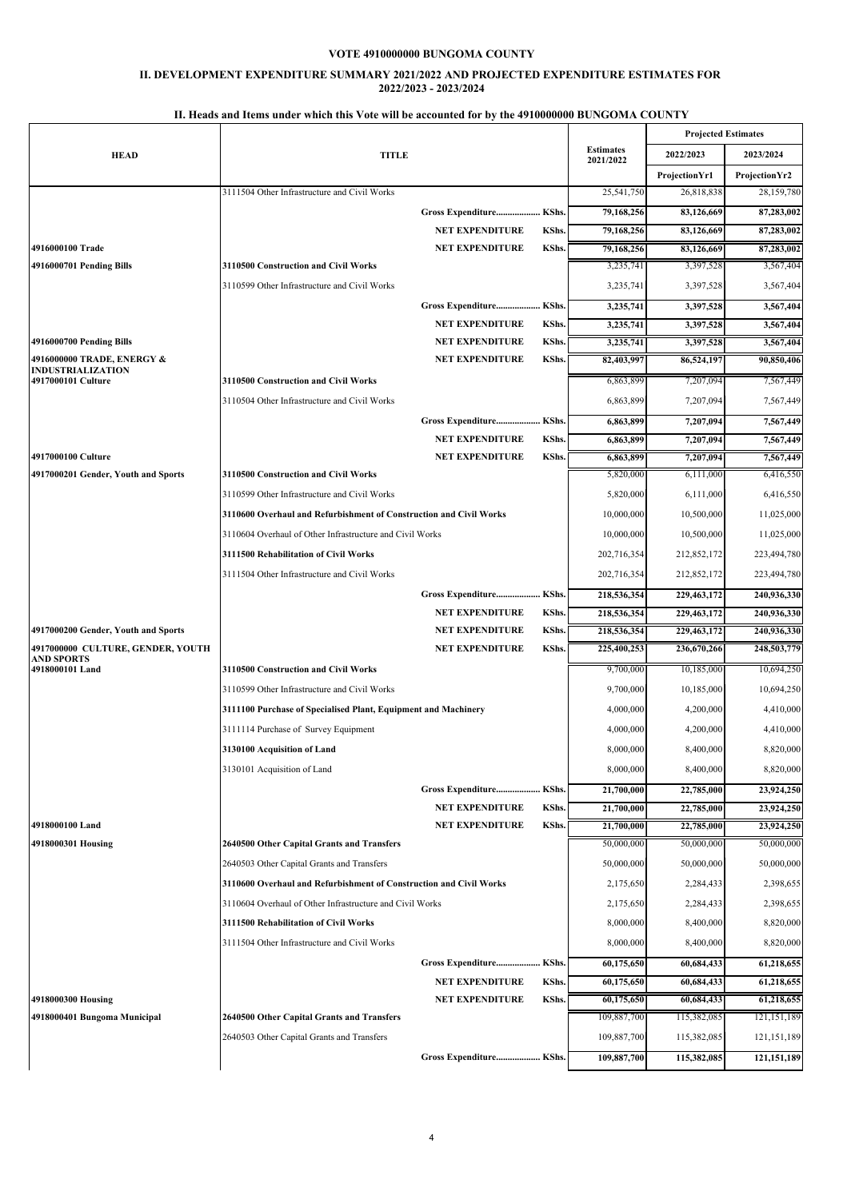**VOTE 4910000000 BUNGOMA COUNTY**

**II. DEVELOPMENT EXPENDITURE SUMMARY 2021/2022 AND PROJECTED EXPENDITURE ESTIMATES FOR 2022/2023 - 2023/2024**

**II. Heads and Items under which this Vote will be accounted for by the 4910000000 BUNGOMA COUNTY**

| HEAD | TITLE | | Estimates 2021/2022 | Projected Estimates 2022/2023 | 2023/2024 |
|---|---|---|---|---|---|
| | | | | ProjectionYr1 | ProjectionYr2 |
| | 3111504 Other Infrastructure and Civil Works | | 25,541,750 | 26,818,838 | 28,159,780 |
| | Gross Expenditure.................. | KShs. | 79,168,256 | 83,126,669 | 87,283,002 |
| | NET EXPENDITURE | KShs. | 79,168,256 | 83,126,669 | 87,283,002 |
| **4916000100 Trade** | NET EXPENDITURE | KShs. | 79,168,256 | 83,126,669 | 87,283,002 |
| **4916000701 Pending Bills** | **3110500 Construction and Civil Works** | | 3,235,741 | 3,397,528 | 3,567,404 |
| | 3110599 Other Infrastructure and Civil Works | | 3,235,741 | 3,397,528 | 3,567,404 |
| | Gross Expenditure.................. | KShs. | 3,235,741 | 3,397,528 | 3,567,404 |
| | NET EXPENDITURE | KShs. | 3,235,741 | 3,397,528 | 3,567,404 |
| **4916000700 Pending Bills** | NET EXPENDITURE | KShs. | 3,235,741 | 3,397,528 | 3,567,404 |
| **4916000000 TRADE, ENERGY & INDUSTRIALIZATION** | NET EXPENDITURE | KShs. | 82,403,997 | 86,524,197 | 90,850,406 |
| **4917000101 Culture** | **3110500 Construction and Civil Works** | | 6,863,899 | 7,207,094 | 7,567,449 |
| | 3110504 Other Infrastructure and Civil Works | | 6,863,899 | 7,207,094 | 7,567,449 |
| | Gross Expenditure.................. | KShs. | 6,863,899 | 7,207,094 | 7,567,449 |
| | NET EXPENDITURE | KShs. | 6,863,899 | 7,207,094 | 7,567,449 |
| **4917000100 Culture** | NET EXPENDITURE | KShs. | 6,863,899 | 7,207,094 | 7,567,449 |
| **4917000201 Gender, Youth and Sports** | **3110500 Construction and Civil Works** | | 5,820,000 | 6,111,000 | 6,416,550 |
| | 3110599 Other Infrastructure and Civil Works | | 5,820,000 | 6,111,000 | 6,416,550 |
| | **3110600 Overhaul and Refurbishment of Construction and Civil Works** | | 10,000,000 | 10,500,000 | 11,025,000 |
| | 3110604 Overhaul of Other Infrastructure and Civil Works | | 10,000,000 | 10,500,000 | 11,025,000 |
| | **3111500 Rehabilitation of Civil Works** | | 202,716,354 | 212,852,172 | 223,494,780 |
| | 3111504 Other Infrastructure and Civil Works | | 202,716,354 | 212,852,172 | 223,494,780 |
| | Gross Expenditure.................. | KShs. | 218,536,354 | 229,463,172 | 240,936,330 |
| | NET EXPENDITURE | KShs. | 218,536,354 | 229,463,172 | 240,936,330 |
| **4917000200 Gender, Youth and Sports** | NET EXPENDITURE | KShs. | 218,536,354 | 229,463,172 | 240,936,330 |
| **4917000000 CULTURE, GENDER, YOUTH AND SPORTS** | NET EXPENDITURE | KShs. | 225,400,253 | 236,670,266 | 248,503,779 |
| **4918000101 Land** | **3110500 Construction and Civil Works** | | 9,700,000 | 10,185,000 | 10,694,250 |
| | 3110599 Other Infrastructure and Civil Works | | 9,700,000 | 10,185,000 | 10,694,250 |
| | **3111100 Purchase of Specialised Plant, Equipment and Machinery** | | 4,000,000 | 4,200,000 | 4,410,000 |
| | 3111114 Purchase of Survey Equipment | | 4,000,000 | 4,200,000 | 4,410,000 |
| | **3130100 Acquisition of Land** | | 8,000,000 | 8,400,000 | 8,820,000 |
| | 3130101 Acquisition of Land | | 8,000,000 | 8,400,000 | 8,820,000 |
| | Gross Expenditure.................. | KShs. | 21,700,000 | 22,785,000 | 23,924,250 |
| | NET EXPENDITURE | KShs. | 21,700,000 | 22,785,000 | 23,924,250 |
| **4918000100 Land** | NET EXPENDITURE | KShs. | 21,700,000 | 22,785,000 | 23,924,250 |
| **4918000301 Housing** | **2640500 Other Capital Grants and Transfers** | | 50,000,000 | 50,000,000 | 50,000,000 |
| | 2640503 Other Capital Grants and Transfers | | 50,000,000 | 50,000,000 | 50,000,000 |
| | **3110600 Overhaul and Refurbishment of Construction and Civil Works** | | 2,175,650 | 2,284,433 | 2,398,655 |
| | 3110604 Overhaul of Other Infrastructure and Civil Works | | 2,175,650 | 2,284,433 | 2,398,655 |
| | **3111500 Rehabilitation of Civil Works** | | 8,000,000 | 8,400,000 | 8,820,000 |
| | 3111504 Other Infrastructure and Civil Works | | 8,000,000 | 8,400,000 | 8,820,000 |
| | Gross Expenditure.................. | KShs. | 60,175,650 | 60,684,433 | 61,218,655 |
| | NET EXPENDITURE | KShs. | 60,175,650 | 60,684,433 | 61,218,655 |
| **4918000300 Housing** | NET EXPENDITURE | KShs. | 60,175,650 | 60,684,433 | 61,218,655 |
| **4918000401 Bungoma Municipal** | **2640500 Other Capital Grants and Transfers** | | 109,887,700 | 115,382,085 | 121,151,189 |
| | 2640503 Other Capital Grants and Transfers | | 109,887,700 | 115,382,085 | 121,151,189 |
| | Gross Expenditure.................. | KShs. | 109,887,700 | 115,382,085 | 121,151,189 |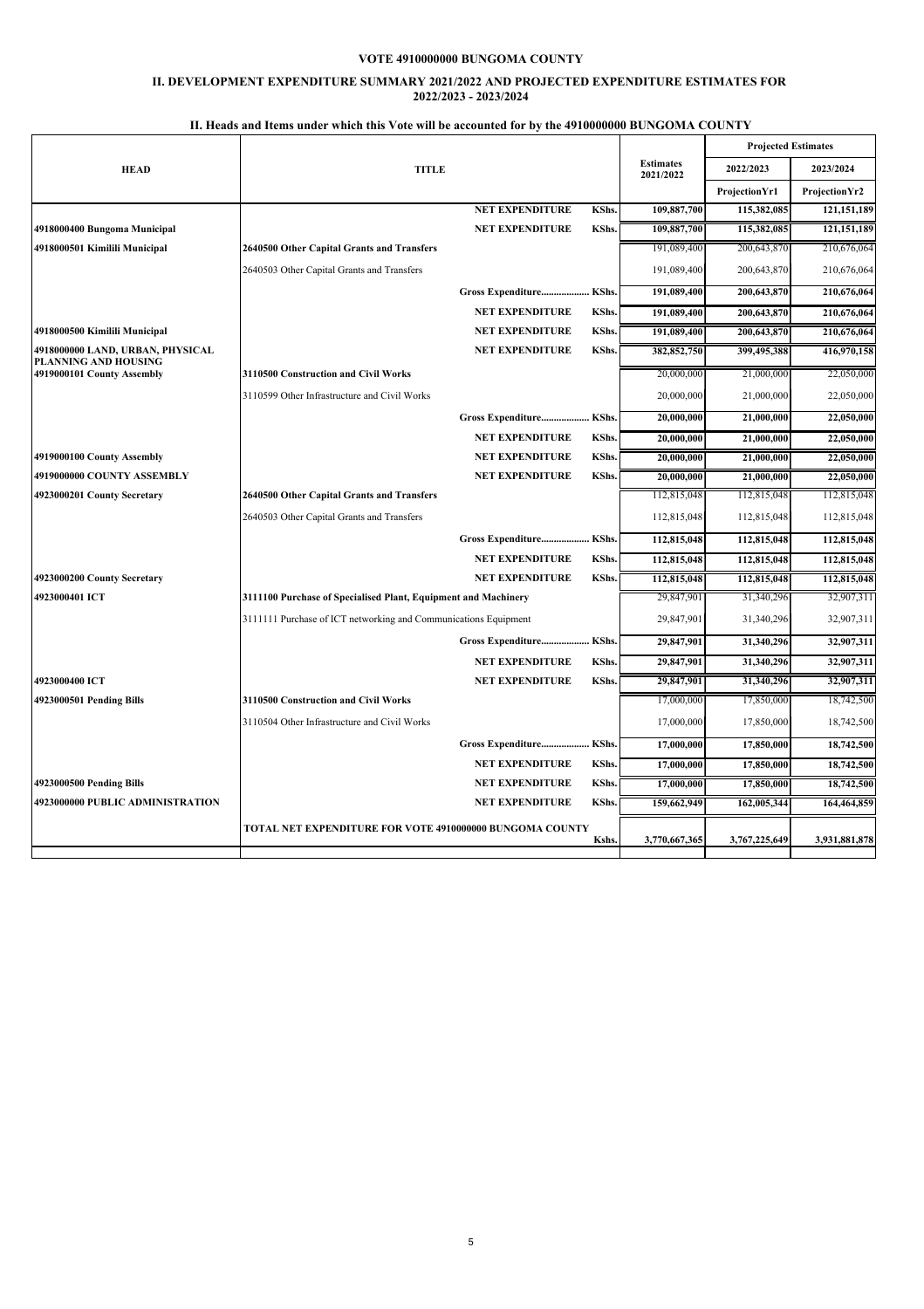**VOTE 4910000000 BUNGOMA COUNTY**

**II. DEVELOPMENT EXPENDITURE SUMMARY 2021/2022 AND PROJECTED EXPENDITURE ESTIMATES FOR 2022/2023 - 2023/2024**

**II. Heads and Items under which this Vote will be accounted for by the 4910000000 BUNGOMA COUNTY**

| HEAD | TITLE | | Estimates 2021/2022 | Projected Estimates 2022/2023 | 2023/2024 |
|---|---|---|---|---|---|
| | | | | ProjectionYr1 | ProjectionYr2 |
| | NET EXPENDITURE | KShs. | 109,887,700 | 115,382,085 | 121,151,189 |
| 4918000400 Bungoma Municipal | NET EXPENDITURE | KShs. | 109,887,700 | 115,382,085 | 121,151,189 |
| 4918000501 Kimilili Municipal | 2640500 Other Capital Grants and Transfers | | 191,089,400 | 200,643,870 | 210,676,064 |
| | 2640503 Other Capital Grants and Transfers | | 191,089,400 | 200,643,870 | 210,676,064 |
| | Gross Expenditure.................. | KShs. | 191,089,400 | 200,643,870 | 210,676,064 |
| | NET EXPENDITURE | KShs. | 191,089,400 | 200,643,870 | 210,676,064 |
| 4918000500 Kimilili Municipal | NET EXPENDITURE | KShs. | 191,089,400 | 200,643,870 | 210,676,064 |
| 4918000000 LAND, URBAN, PHYSICAL PLANNING AND HOUSING | NET EXPENDITURE | KShs. | 382,852,750 | 399,495,388 | 416,970,158 |
| 4919000101 County Assembly | 3110500 Construction and Civil Works | | 20,000,000 | 21,000,000 | 22,050,000 |
| | 3110599 Other Infrastructure and Civil Works | | 20,000,000 | 21,000,000 | 22,050,000 |
| | Gross Expenditure.................. | KShs. | 20,000,000 | 21,000,000 | 22,050,000 |
| | NET EXPENDITURE | KShs. | 20,000,000 | 21,000,000 | 22,050,000 |
| 4919000100 County Assembly | NET EXPENDITURE | KShs. | 20,000,000 | 21,000,000 | 22,050,000 |
| 4919000000 COUNTY ASSEMBLY | NET EXPENDITURE | KShs. | 20,000,000 | 21,000,000 | 22,050,000 |
| 4923000201 County Secretary | 2640500 Other Capital Grants and Transfers | | 112,815,048 | 112,815,048 | 112,815,048 |
| | 2640503 Other Capital Grants and Transfers | | 112,815,048 | 112,815,048 | 112,815,048 |
| | Gross Expenditure.................. | KShs. | 112,815,048 | 112,815,048 | 112,815,048 |
| | NET EXPENDITURE | KShs. | 112,815,048 | 112,815,048 | 112,815,048 |
| 4923000200 County Secretary | NET EXPENDITURE | KShs. | 112,815,048 | 112,815,048 | 112,815,048 |
| 4923000401 ICT | 3111100 Purchase of Specialised Plant, Equipment and Machinery | | 29,847,901 | 31,340,296 | 32,907,311 |
| | 3111111 Purchase of ICT networking and Communications Equipment | | 29,847,901 | 31,340,296 | 32,907,311 |
| | Gross Expenditure.................. | KShs. | 29,847,901 | 31,340,296 | 32,907,311 |
| | NET EXPENDITURE | KShs. | 29,847,901 | 31,340,296 | 32,907,311 |
| 4923000400 ICT | NET EXPENDITURE | KShs. | 29,847,901 | 31,340,296 | 32,907,311 |
| 4923000501 Pending Bills | 3110500 Construction and Civil Works | | 17,000,000 | 17,850,000 | 18,742,500 |
| | 3110504 Other Infrastructure and Civil Works | | 17,000,000 | 17,850,000 | 18,742,500 |
| | Gross Expenditure.................. | KShs. | 17,000,000 | 17,850,000 | 18,742,500 |
| | NET EXPENDITURE | KShs. | 17,000,000 | 17,850,000 | 18,742,500 |
| 4923000500 Pending Bills | NET EXPENDITURE | KShs. | 17,000,000 | 17,850,000 | 18,742,500 |
| 4923000000 PUBLIC ADMINISTRATION | NET EXPENDITURE | KShs. | 159,662,949 | 162,005,344 | 164,464,859 |
| | TOTAL NET EXPENDITURE FOR VOTE 4910000000 BUNGOMA COUNTY | Kshs. | 3,770,667,365 | 3,767,225,649 | 3,931,881,878 |